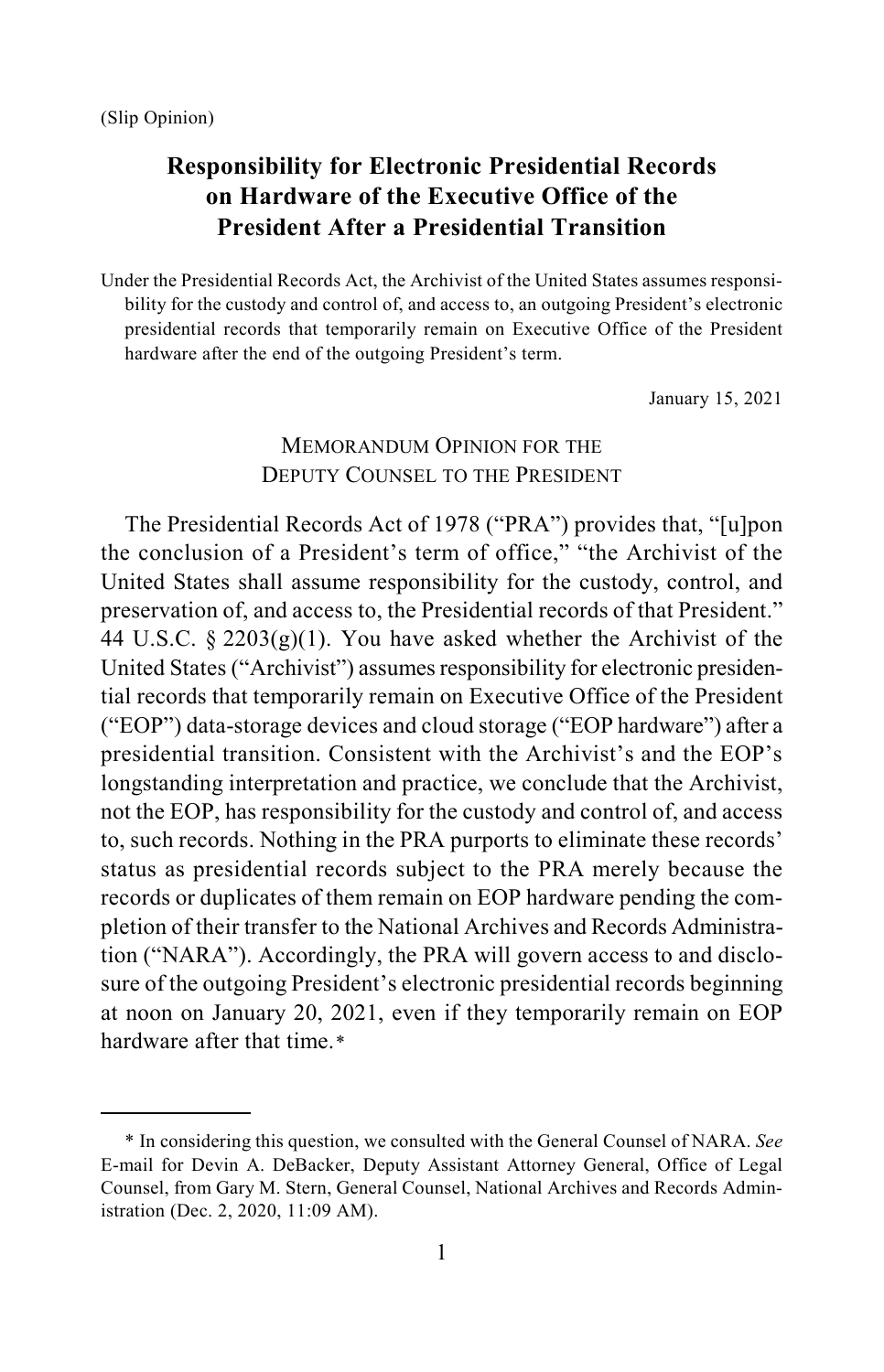(Slip Opinion)

# Responsibility for Electronic Presidential Records on Hardware of the Executive Office of the President After a Presidential Transition

Under the Presidential Records Act, the Archivist of the United States assumes responsibility for the custody and control of, and access to, an outgoing President's electronic presidential records that temporarily remain on Executive Office of the President hardware after the end of the outgoing President's term.

January 15, 2021

MEMORANDUM OPINION FOR THE DEPUTY COUNSEL TO THE PRESIDENT

The Presidential Records Act of 1978 ("PRA") provides that, "[u]pon the conclusion of a President's term of office," "the Archivist of the United States shall assume responsibility for the custody, control, and preservation of, and access to, the Presidential records of that President." 44 U.S.C. § 2203(g)(1). You have asked whether the Archivist of the United States ("Archivist") assumes responsibility for electronic presidential records that temporarily remain on Executive Office of the President ("EOP") data-storage devices and cloud storage ("EOP hardware") after a presidential transition. Consistent with the Archivist's and the EOP's longstanding interpretation and practice, we conclude that the Archivist, not the EOP, has responsibility for the custody and control of, and access to, such records. Nothing in the PRA purports to eliminate these records' status as presidential records subject to the PRA merely because the records or duplicates of them remain on EOP hardware pending the completion of their transfer to the National Archives and Records Administration ("NARA"). Accordingly, the PRA will govern access to and disclosure of the outgoing President's electronic presidential records beginning at noon on January 20, 2021, even if they temporarily remain on EOP hardware after that time.*

---

\* In considering this question, we consulted with the General Counsel of NARA. *See* E-mail for Devin A. DeBacker, Deputy Assistant Attorney General, Office of Legal Counsel, from Gary M. Stern, General Counsel, National Archives and Records Administration (Dec. 2, 2020, 11:09 AM).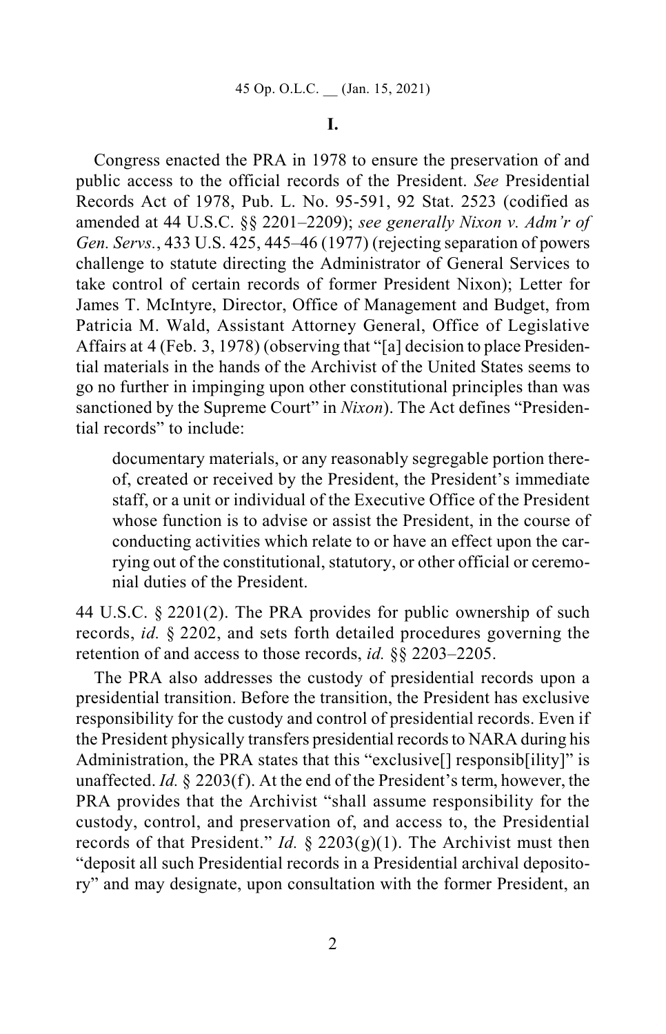## I.

Congress enacted the PRA in 1978 to ensure the preservation of and public access to the official records of the President. *See* Presidential Records Act of 1978, Pub. L. No. 95-591, 92 Stat. 2523 (codified as amended at 44 U.S.C. §§ 2201–2209); *see generally Nixon v. Adm'r of Gen. Servs.*, 433 U.S. 425, 445–46 (1977) (rejecting separation of powers challenge to statute directing the Administrator of General Services to take control of certain records of former President Nixon); Letter for James T. McIntyre, Director, Office of Management and Budget, from Patricia M. Wald, Assistant Attorney General, Office of Legislative Affairs at 4 (Feb. 3, 1978) (observing that "[a] decision to place Presidential materials in the hands of the Archivist of the United States seems to go no further in impinging upon other constitutional principles than was sanctioned by the Supreme Court" in *Nixon*). The Act defines "Presidential records" to include:

> documentary materials, or any reasonably segregable portion thereof, created or received by the President, the President's immediate staff, or a unit or individual of the Executive Office of the President whose function is to advise or assist the President, in the course of conducting activities which relate to or have an effect upon the carrying out of the constitutional, statutory, or other official or ceremonial duties of the President.

44 U.S.C. § 2201(2). The PRA provides for public ownership of such records, *id.* § 2202, and sets forth detailed procedures governing the retention of and access to those records, *id.* §§ 2203–2205.

The PRA also addresses the custody of presidential records upon a presidential transition. Before the transition, the President has exclusive responsibility for the custody and control of presidential records. Even if the President physically transfers presidential records to NARA during his Administration, the PRA states that this "exclusive[] responsib[ility]" is unaffected. *Id.* § 2203(f). At the end of the President's term, however, the PRA provides that the Archivist "shall assume responsibility for the custody, control, and preservation of, and access to, the Presidential records of that President." *Id.* § 2203(g)(1). The Archivist must then "deposit all such Presidential records in a Presidential archival depository" and may designate, upon consultation with the former President, an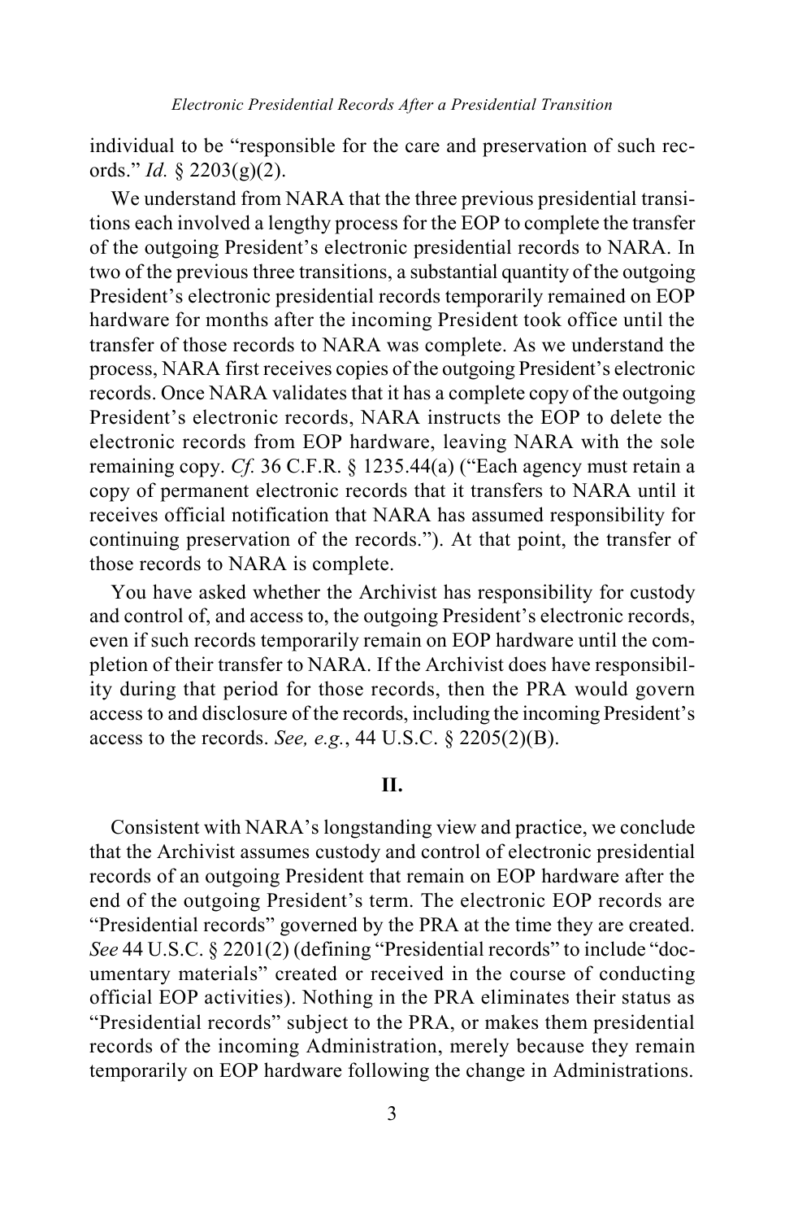individual to be "responsible for the care and preservation of such records." *Id.* § 2203(g)(2).

We understand from NARA that the three previous presidential transitions each involved a lengthy process for the EOP to complete the transfer of the outgoing President's electronic presidential records to NARA. In two of the previous three transitions, a substantial quantity of the outgoing President's electronic presidential records temporarily remained on EOP hardware for months after the incoming President took office until the transfer of those records to NARA was complete. As we understand the process, NARA first receives copies of the outgoing President's electronic records. Once NARA validates that it has a complete copy of the outgoing President's electronic records, NARA instructs the EOP to delete the electronic records from EOP hardware, leaving NARA with the sole remaining copy. *Cf.* 36 C.F.R. § 1235.44(a) ("Each agency must retain a copy of permanent electronic records that it transfers to NARA until it receives official notification that NARA has assumed responsibility for continuing preservation of the records."). At that point, the transfer of those records to NARA is complete.

You have asked whether the Archivist has responsibility for custody and control of, and access to, the outgoing President's electronic records, even if such records temporarily remain on EOP hardware until the completion of their transfer to NARA. If the Archivist does have responsibility during that period for those records, then the PRA would govern access to and disclosure of the records, including the incoming President's access to the records. *See, e.g.*, 44 U.S.C. § 2205(2)(B).

## II.

Consistent with NARA's longstanding view and practice, we conclude that the Archivist assumes custody and control of electronic presidential records of an outgoing President that remain on EOP hardware after the end of the outgoing President's term. The electronic EOP records are "Presidential records" governed by the PRA at the time they are created. *See* 44 U.S.C. § 2201(2) (defining "Presidential records" to include "documentary materials" created or received in the course of conducting official EOP activities). Nothing in the PRA eliminates their status as "Presidential records" subject to the PRA, or makes them presidential records of the incoming Administration, merely because they remain temporarily on EOP hardware following the change in Administrations.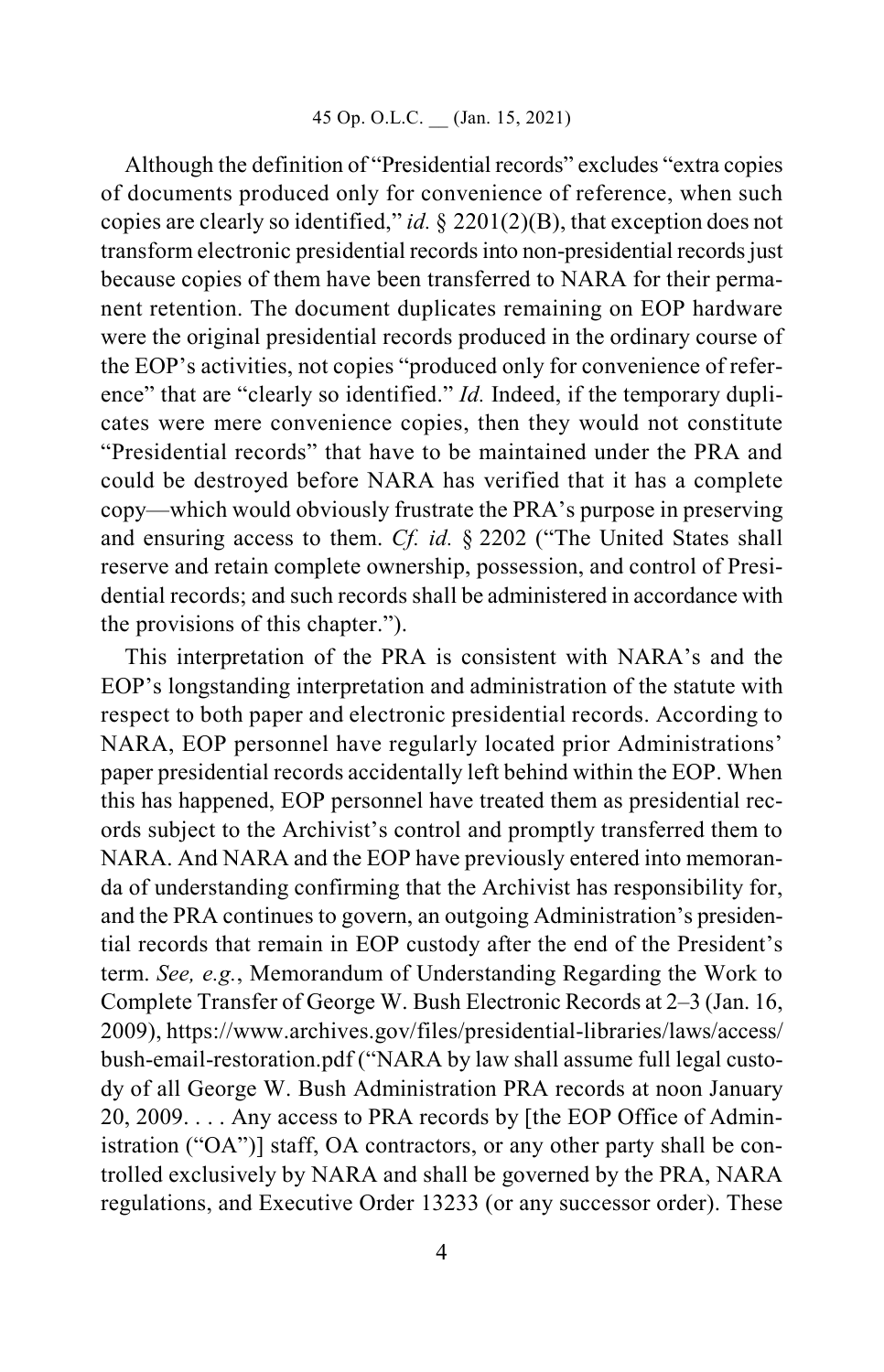Although the definition of "Presidential records" excludes "extra copies of documents produced only for convenience of reference, when such copies are clearly so identified," *id.* § 2201(2)(B), that exception does not transform electronic presidential records into non-presidential records just because copies of them have been transferred to NARA for their permanent retention. The document duplicates remaining on EOP hardware were the original presidential records produced in the ordinary course of the EOP's activities, not copies "produced only for convenience of reference" that are "clearly so identified." *Id.* Indeed, if the temporary duplicates were mere convenience copies, then they would not constitute "Presidential records" that have to be maintained under the PRA and could be destroyed before NARA has verified that it has a complete copy—which would obviously frustrate the PRA's purpose in preserving and ensuring access to them. *Cf. id.* § 2202 ("The United States shall reserve and retain complete ownership, possession, and control of Presidential records; and such records shall be administered in accordance with the provisions of this chapter.").

This interpretation of the PRA is consistent with NARA's and the EOP's longstanding interpretation and administration of the statute with respect to both paper and electronic presidential records. According to NARA, EOP personnel have regularly located prior Administrations' paper presidential records accidentally left behind within the EOP. When this has happened, EOP personnel have treated them as presidential records subject to the Archivist's control and promptly transferred them to NARA. And NARA and the EOP have previously entered into memoranda of understanding confirming that the Archivist has responsibility for, and the PRA continues to govern, an outgoing Administration's presidential records that remain in EOP custody after the end of the President's term. *See, e.g.*, Memorandum of Understanding Regarding the Work to Complete Transfer of George W. Bush Electronic Records at 2–3 (Jan. 16, 2009), https://www.archives.gov/files/presidential-libraries/laws/access/bush-email-restoration.pdf ("NARA by law shall assume full legal custody of all George W. Bush Administration PRA records at noon January 20, 2009. . . . Any access to PRA records by [the EOP Office of Administration ("OA")] staff, OA contractors, or any other party shall be controlled exclusively by NARA and shall be governed by the PRA, NARA regulations, and Executive Order 13233 (or any successor order). These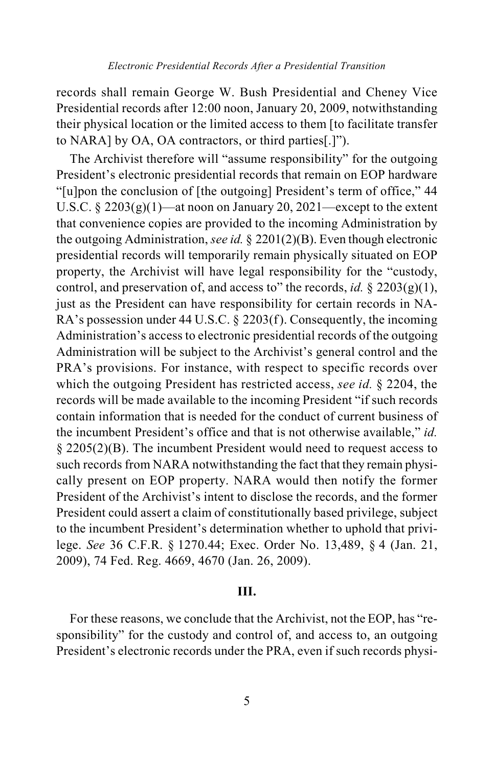records shall remain George W. Bush Presidential and Cheney Vice Presidential records after 12:00 noon, January 20, 2009, notwithstanding their physical location or the limited access to them [to facilitate transfer to NARA] by OA, OA contractors, or third parties[.]").

The Archivist therefore will "assume responsibility" for the outgoing President's electronic presidential records that remain on EOP hardware "[u]pon the conclusion of [the outgoing] President's term of office," 44 U.S.C. § 2203(g)(1)—at noon on January 20, 2021—except to the extent that convenience copies are provided to the incoming Administration by the outgoing Administration, *see id.* § 2201(2)(B). Even though electronic presidential records will temporarily remain physically situated on EOP property, the Archivist will have legal responsibility for the "custody, control, and preservation of, and access to" the records, *id.* § 2203(g)(1), just as the President can have responsibility for certain records in NARA's possession under 44 U.S.C. § 2203(f). Consequently, the incoming Administration's access to electronic presidential records of the outgoing Administration will be subject to the Archivist's general control and the PRA's provisions. For instance, with respect to specific records over which the outgoing President has restricted access, *see id.* § 2204, the records will be made available to the incoming President "if such records contain information that is needed for the conduct of current business of the incumbent President's office and that is not otherwise available," *id.* § 2205(2)(B). The incumbent President would need to request access to such records from NARA notwithstanding the fact that they remain physically present on EOP property. NARA would then notify the former President of the Archivist's intent to disclose the records, and the former President could assert a claim of constitutionally based privilege, subject to the incumbent President's determination whether to uphold that privilege. *See* 36 C.F.R. § 1270.44; Exec. Order No. 13,489, § 4 (Jan. 21, 2009), 74 Fed. Reg. 4669, 4670 (Jan. 26, 2009).

## III.

For these reasons, we conclude that the Archivist, not the EOP, has "responsibility" for the custody and control of, and access to, an outgoing President's electronic records under the PRA, even if such records physi-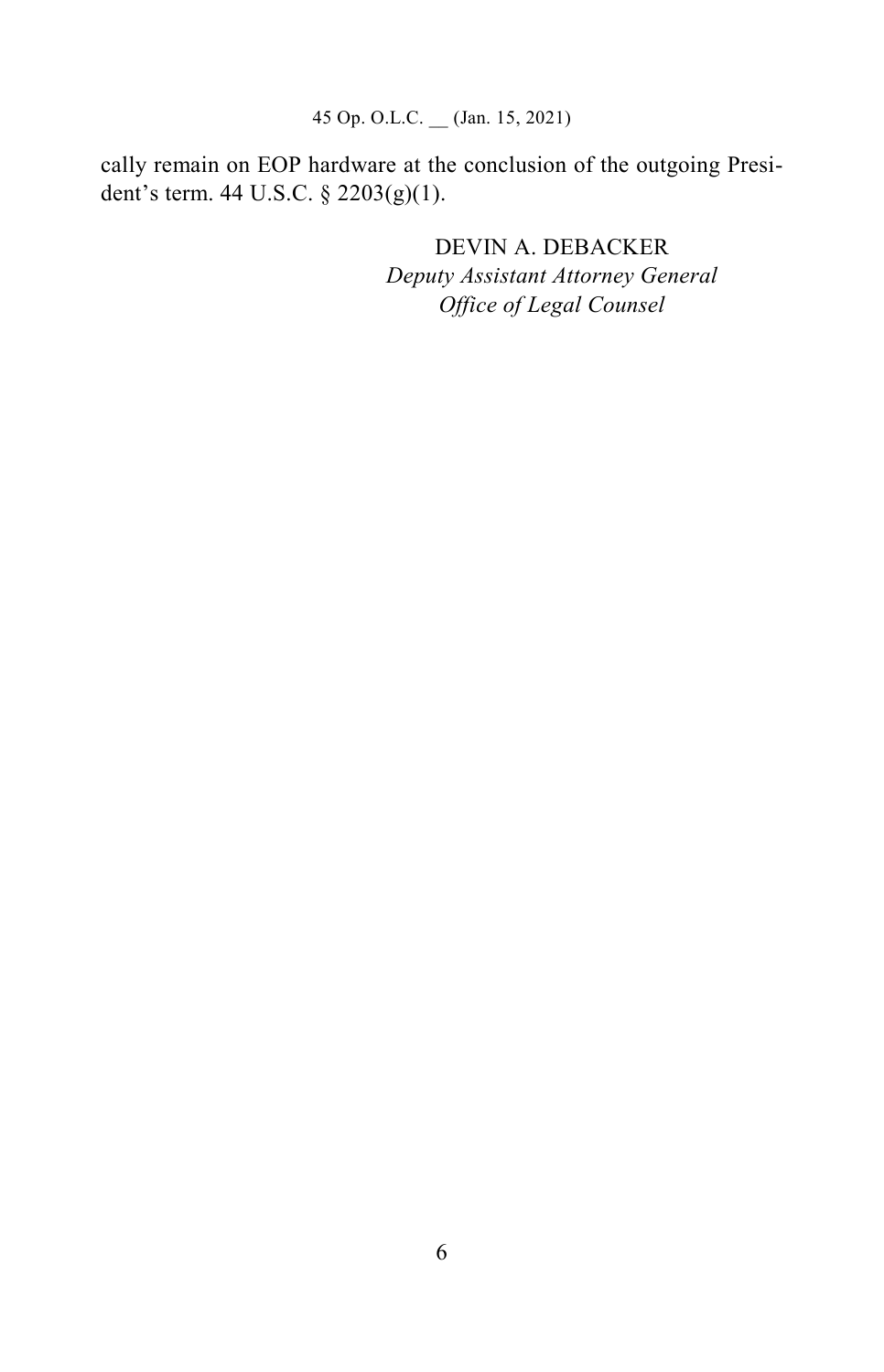cally remain on EOP hardware at the conclusion of the outgoing President's term. 44 U.S.C. § 2203(g)(1).

DEVIN A. DEBACKER
*Deputy Assistant Attorney General*
*Office of Legal Counsel*